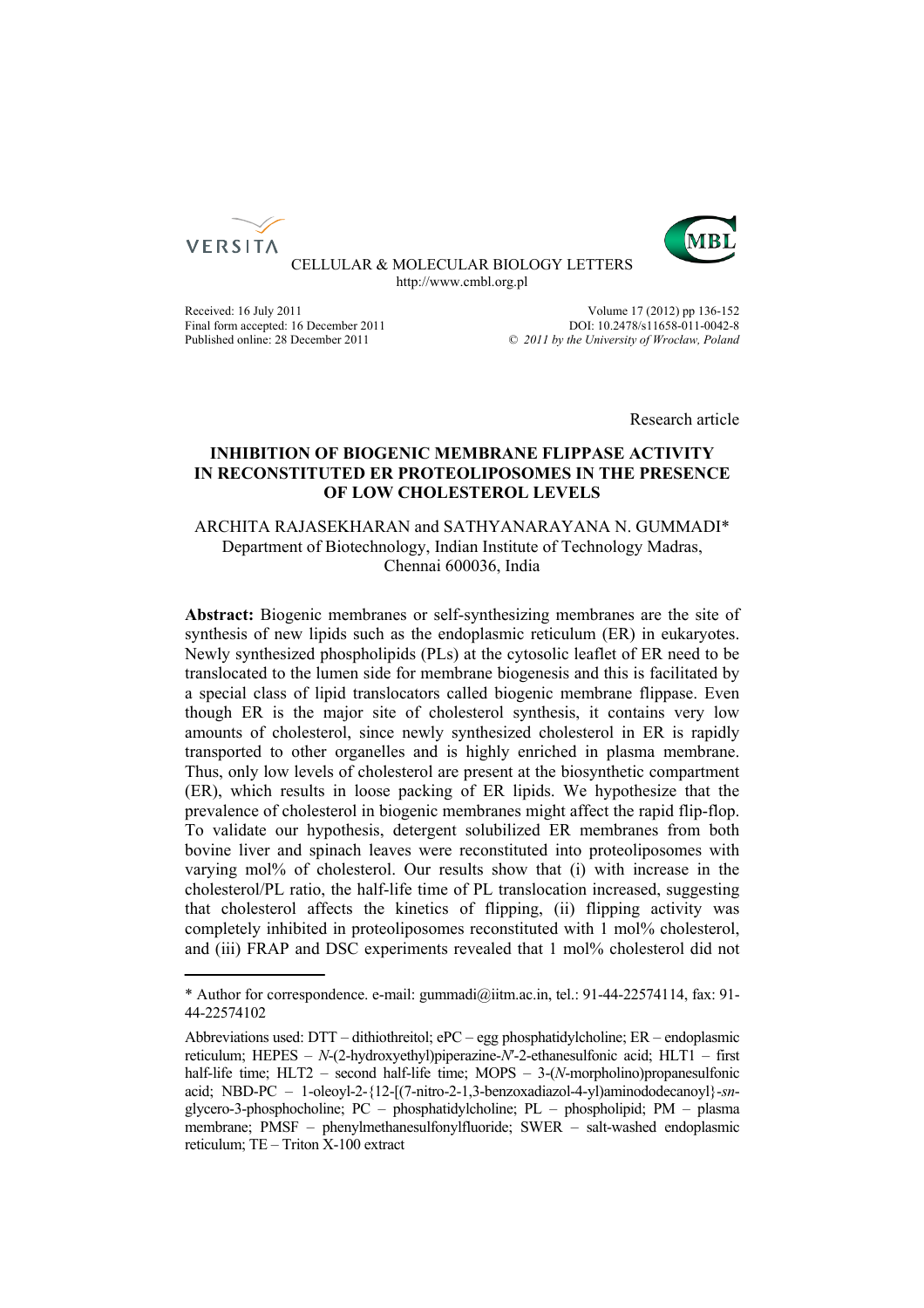VERSITA

CELLULAR & MOLECULAR BIOLOGY LETTERS
http://www.cmbl.org.pl

Received: 16 July 2011
Final form accepted: 16 December 2011
Published online: 28 December 2011

Volume 17 (2012) pp 136-152
DOI: 10.2478/s11658-011-0042-8
© *2011 by the University of Wrocław, Poland*

Research article

# INHIBITION OF BIOGENIC MEMBRANE FLIPPASE ACTIVITY IN RECONSTITUTED ER PROTEOLIPOSOMES IN THE PRESENCE OF LOW CHOLESTEROL LEVELS

ARCHITA RAJASEKHARAN and SATHYANARAYANA N. GUMMADI*
Department of Biotechnology, Indian Institute of Technology Madras, Chennai 600036, India

**Abstract:** Biogenic membranes or self-synthesizing membranes are the site of synthesis of new lipids such as the endoplasmic reticulum (ER) in eukaryotes. Newly synthesized phospholipids (PLs) at the cytosolic leaflet of ER need to be translocated to the lumen side for membrane biogenesis and this is facilitated by a special class of lipid translocators called biogenic membrane flippase. Even though ER is the major site of cholesterol synthesis, it contains very low amounts of cholesterol, since newly synthesized cholesterol in ER is rapidly transported to other organelles and is highly enriched in plasma membrane. Thus, only low levels of cholesterol are present at the biosynthetic compartment (ER), which results in loose packing of ER lipids. We hypothesize that the prevalence of cholesterol in biogenic membranes might affect the rapid flip-flop. To validate our hypothesis, detergent solubilized ER membranes from both bovine liver and spinach leaves were reconstituted into proteoliposomes with varying mol% of cholesterol. Our results show that (i) with increase in the cholesterol/PL ratio, the half-life time of PL translocation increased, suggesting that cholesterol affects the kinetics of flipping, (ii) flipping activity was completely inhibited in proteoliposomes reconstituted with 1 mol% cholesterol, and (iii) FRAP and DSC experiments revealed that 1 mol% cholesterol did not

---

* Author for correspondence. e-mail: gummadi@iitm.ac.in, tel.: 91-44-22574114, fax: 91-44-22574102

Abbreviations used: DTT – dithiothreitol; ePC – egg phosphatidylcholine; ER – endoplasmic reticulum; HEPES – *N*-(2-hydroxyethyl)piperazine-*N'*-2-ethanesulfonic acid; HLT1 – first half-life time; HLT2 – second half-life time; MOPS – 3-(*N*-morpholino)propanesulfonic acid; NBD-PC – 1-oleoyl-2-{12-[(7-nitro-2-1,3-benzoxadiazol-4-yl)aminododecanoyl}-*sn*-glycero-3-phosphocholine; PC – phosphatidylcholine; PL – phospholipid; PM – plasma membrane; PMSF – phenylmethanesulfonylfluoride; SWER – salt-washed endoplasmic reticulum; TE – Triton X-100 extract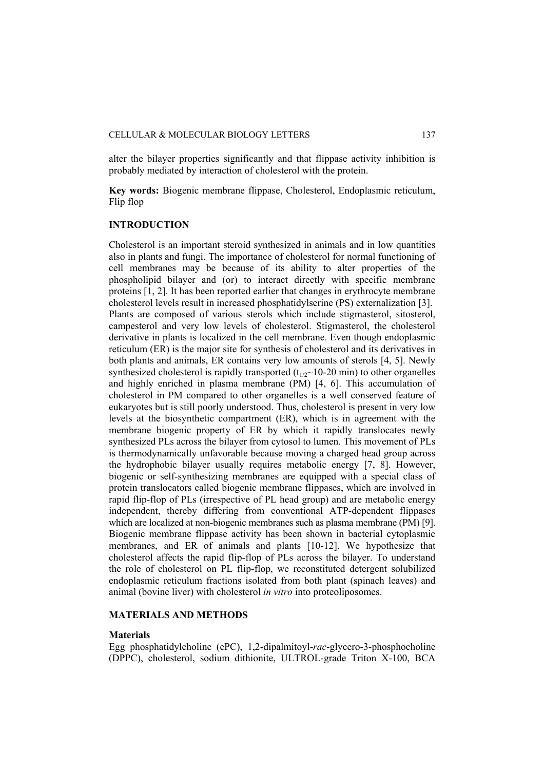alter the bilayer properties significantly and that flippase activity inhibition is probably mediated by interaction of cholesterol with the protein.

**Key words:** Biogenic membrane flippase, Cholesterol, Endoplasmic reticulum, Flip flop

## INTRODUCTION

Cholesterol is an important steroid synthesized in animals and in low quantities also in plants and fungi. The importance of cholesterol for normal functioning of cell membranes may be because of its ability to alter properties of the phospholipid bilayer and (or) to interact directly with specific membrane proteins [1, 2]. It has been reported earlier that changes in erythrocyte membrane cholesterol levels result in increased phosphatidylserine (PS) externalization [3]. Plants are composed of various sterols which include stigmasterol, sitosterol, campesterol and very low levels of cholesterol. Stigmasterol, the cholesterol derivative in plants is localized in the cell membrane. Even though endoplasmic reticulum (ER) is the major site for synthesis of cholesterol and its derivatives in both plants and animals, ER contains very low amounts of sterols [4, 5]. Newly synthesized cholesterol is rapidly transported ($t_{1/2}$~10-20 min) to other organelles and highly enriched in plasma membrane (PM) [4, 6]. This accumulation of cholesterol in PM compared to other organelles is a well conserved feature of eukaryotes but is still poorly understood. Thus, cholesterol is present in very low levels at the biosynthetic compartment (ER), which is in agreement with the membrane biogenic property of ER by which it rapidly translocates newly synthesized PLs across the bilayer from cytosol to lumen. This movement of PLs is thermodynamically unfavorable because moving a charged head group across the hydrophobic bilayer usually requires metabolic energy [7, 8]. However, biogenic or self-synthesizing membranes are equipped with a special class of protein translocators called biogenic membrane flippases, which are involved in rapid flip-flop of PLs (irrespective of PL head group) and are metabolic energy independent, thereby differing from conventional ATP-dependent flippases which are localized at non-biogenic membranes such as plasma membrane (PM) [9]. Biogenic membrane flippase activity has been shown in bacterial cytoplasmic membranes, and ER of animals and plants [10-12]. We hypothesize that cholesterol affects the rapid flip-flop of PLs across the bilayer. To understand the role of cholesterol on PL flip-flop, we reconstituted detergent solubilized endoplasmic reticulum fractions isolated from both plant (spinach leaves) and animal (bovine liver) with cholesterol *in vitro* into proteoliposomes.

## MATERIALS AND METHODS

### Materials

Egg phosphatidylcholine (ePC), 1,2-dipalmitoyl-*rac*-glycero-3-phosphocholine (DPPC), cholesterol, sodium dithionite, ULTROL-grade Triton X-100, BCA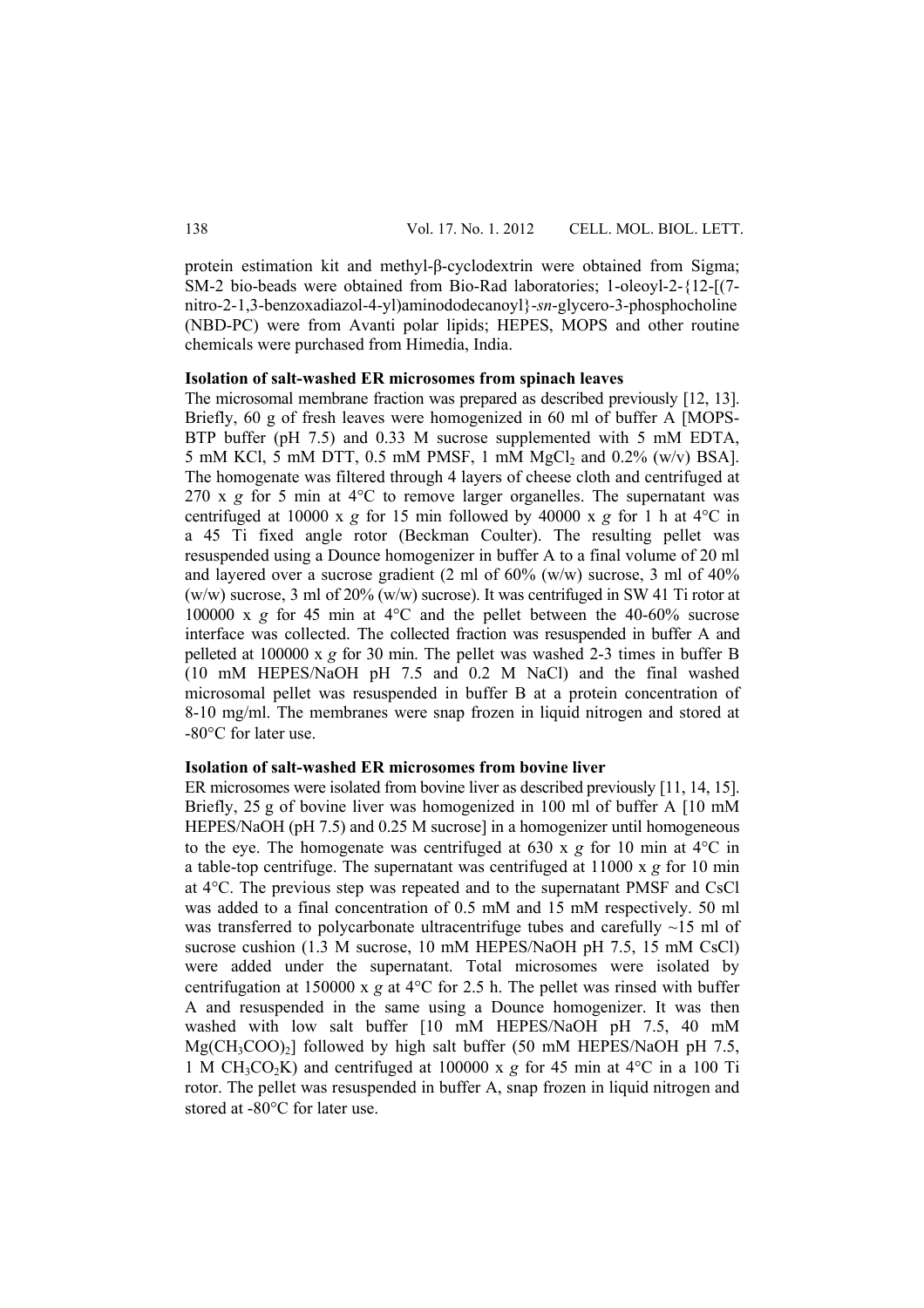protein estimation kit and methyl-β-cyclodextrin were obtained from Sigma; SM-2 bio-beads were obtained from Bio-Rad laboratories; 1-oleoyl-2-{12-[(7-nitro-2-1,3-benzoxadiazol-4-yl)aminododecanoyl}-*sn*-glycero-3-phosphocholine (NBD-PC) were from Avanti polar lipids; HEPES, MOPS and other routine chemicals were purchased from Himedia, India.

**Isolation of salt-washed ER microsomes from spinach leaves**

The microsomal membrane fraction was prepared as described previously [12, 13]. Briefly, 60 g of fresh leaves were homogenized in 60 ml of buffer A [MOPS-BTP buffer (pH 7.5) and 0.33 M sucrose supplemented with 5 mM EDTA, 5 mM KCl, 5 mM DTT, 0.5 mM PMSF, 1 mM $MgCl_2$ and 0.2% (w/v) BSA]. The homogenate was filtered through 4 layers of cheese cloth and centrifuged at 270 x *g* for 5 min at 4°C to remove larger organelles. The supernatant was centrifuged at 10000 x *g* for 15 min followed by 40000 x *g* for 1 h at 4°C in a 45 Ti fixed angle rotor (Beckman Coulter). The resulting pellet was resuspended using a Dounce homogenizer in buffer A to a final volume of 20 ml and layered over a sucrose gradient (2 ml of 60% (w/w) sucrose, 3 ml of 40% (w/w) sucrose, 3 ml of 20% (w/w) sucrose). It was centrifuged in SW 41 Ti rotor at 100000 x *g* for 45 min at 4°C and the pellet between the 40-60% sucrose interface was collected. The collected fraction was resuspended in buffer A and pelleted at 100000 x *g* for 30 min. The pellet was washed 2-3 times in buffer B (10 mM HEPES/NaOH pH 7.5 and 0.2 M NaCl) and the final washed microsomal pellet was resuspended in buffer B at a protein concentration of 8-10 mg/ml. The membranes were snap frozen in liquid nitrogen and stored at -80°C for later use.

**Isolation of salt-washed ER microsomes from bovine liver**

ER microsomes were isolated from bovine liver as described previously [11, 14, 15]. Briefly, 25 g of bovine liver was homogenized in 100 ml of buffer A [10 mM HEPES/NaOH (pH 7.5) and 0.25 M sucrose] in a homogenizer until homogeneous to the eye. The homogenate was centrifuged at 630 x *g* for 10 min at 4°C in a table-top centrifuge. The supernatant was centrifuged at 11000 x *g* for 10 min at 4°C. The previous step was repeated and to the supernatant PMSF and CsCl was added to a final concentration of 0.5 mM and 15 mM respectively. 50 ml was transferred to polycarbonate ultracentrifuge tubes and carefully ~15 ml of sucrose cushion (1.3 M sucrose, 10 mM HEPES/NaOH pH 7.5, 15 mM CsCl) were added under the supernatant. Total microsomes were isolated by centrifugation at 150000 x *g* at 4°C for 2.5 h. The pellet was rinsed with buffer A and resuspended in the same using a Dounce homogenizer. It was then washed with low salt buffer [10 mM HEPES/NaOH pH 7.5, 40 mM $Mg(CH_3COO)_2$] followed by high salt buffer (50 mM HEPES/NaOH pH 7.5, 1 M $CH_3CO_2K$) and centrifuged at 100000 x *g* for 45 min at 4°C in a 100 Ti rotor. The pellet was resuspended in buffer A, snap frozen in liquid nitrogen and stored at -80°C for later use.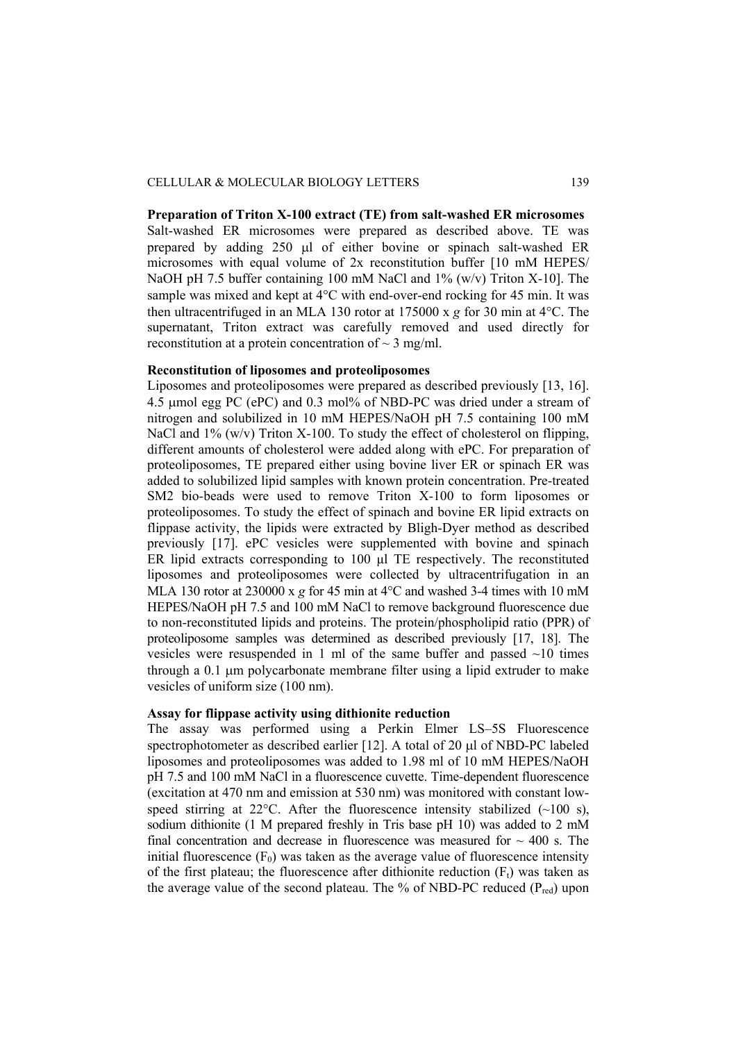**Preparation of Triton X-100 extract (TE) from salt-washed ER microsomes**

Salt-washed ER microsomes were prepared as described above. TE was prepared by adding 250 μl of either bovine or spinach salt-washed ER microsomes with equal volume of 2x reconstitution buffer [10 mM HEPES/ NaOH pH 7.5 buffer containing 100 mM NaCl and 1% (w/v) Triton X-10]. The sample was mixed and kept at 4°C with end-over-end rocking for 45 min. It was then ultracentrifuged in an MLA 130 rotor at 175000 x *g* for 30 min at 4°C. The supernatant, Triton extract was carefully removed and used directly for reconstitution at a protein concentration of ~ 3 mg/ml.

**Reconstitution of liposomes and proteoliposomes**

Liposomes and proteoliposomes were prepared as described previously [13, 16]. 4.5 μmol egg PC (ePC) and 0.3 mol% of NBD-PC was dried under a stream of nitrogen and solubilized in 10 mM HEPES/NaOH pH 7.5 containing 100 mM NaCl and 1% (w/v) Triton X-100. To study the effect of cholesterol on flipping, different amounts of cholesterol were added along with ePC. For preparation of proteoliposomes, TE prepared either using bovine liver ER or spinach ER was added to solubilized lipid samples with known protein concentration. Pre-treated SM2 bio-beads were used to remove Triton X-100 to form liposomes or proteoliposomes. To study the effect of spinach and bovine ER lipid extracts on flippase activity, the lipids were extracted by Bligh-Dyer method as described previously [17]. ePC vesicles were supplemented with bovine and spinach ER lipid extracts corresponding to 100 μl TE respectively. The reconstituted liposomes and proteoliposomes were collected by ultracentrifugation in an MLA 130 rotor at 230000 x *g* for 45 min at 4°C and washed 3-4 times with 10 mM HEPES/NaOH pH 7.5 and 100 mM NaCl to remove background fluorescence due to non-reconstituted lipids and proteins. The protein/phospholipid ratio (PPR) of proteoliposome samples was determined as described previously [17, 18]. The vesicles were resuspended in 1 ml of the same buffer and passed ~10 times through a 0.1 μm polycarbonate membrane filter using a lipid extruder to make vesicles of uniform size (100 nm).

**Assay for flippase activity using dithionite reduction**

The assay was performed using a Perkin Elmer LS–5S Fluorescence spectrophotometer as described earlier [12]. A total of 20 μl of NBD-PC labeled liposomes and proteoliposomes was added to 1.98 ml of 10 mM HEPES/NaOH pH 7.5 and 100 mM NaCl in a fluorescence cuvette. Time-dependent fluorescence (excitation at 470 nm and emission at 530 nm) was monitored with constant low-speed stirring at 22°C. After the fluorescence intensity stabilized (~100 s), sodium dithionite (1 M prepared freshly in Tris base pH 10) was added to 2 mM final concentration and decrease in fluorescence was measured for ~ 400 s. The initial fluorescence ($F_0$) was taken as the average value of fluorescence intensity of the first plateau; the fluorescence after dithionite reduction ($F_t$) was taken as the average value of the second plateau. The % of NBD-PC reduced ($P_{red}$) upon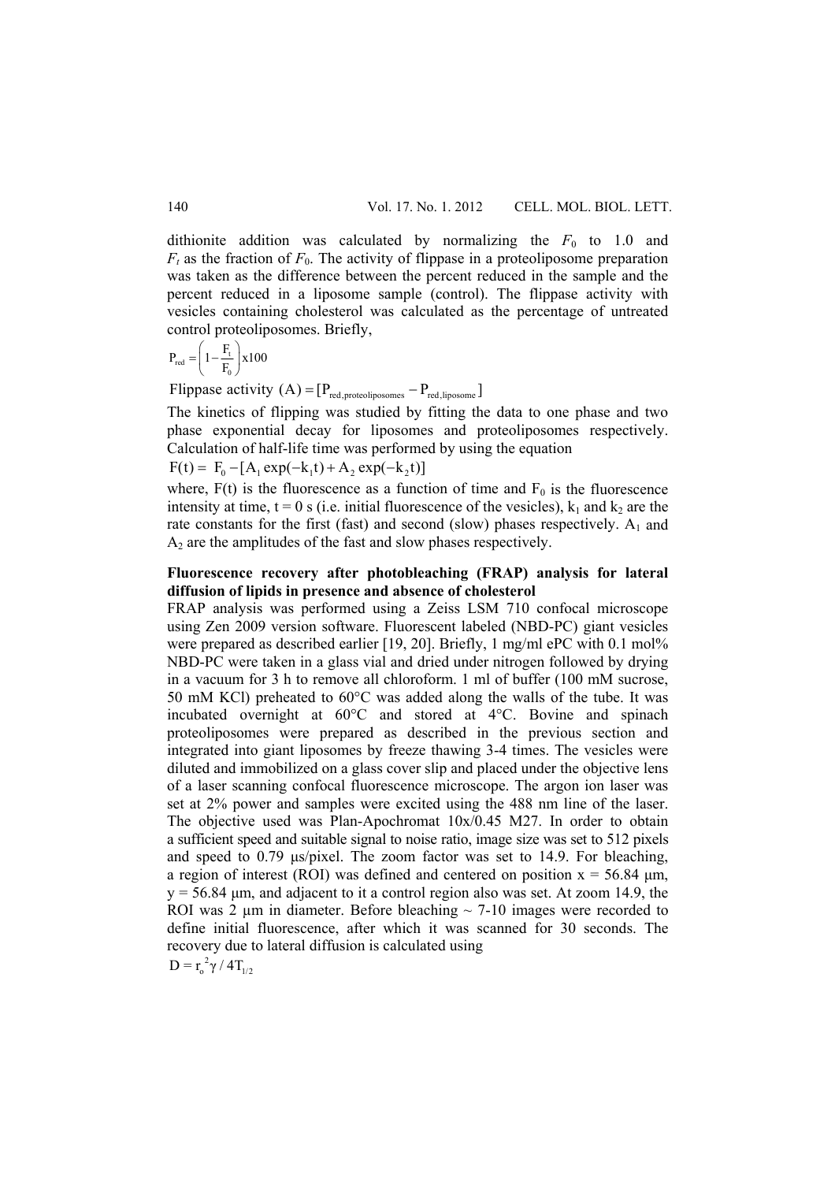dithionite addition was calculated by normalizing the $F_0$ to 1.0 and $F_t$ as the fraction of $F_0$. The activity of flippase in a proteoliposome preparation was taken as the difference between the percent reduced in the sample and the percent reduced in a liposome sample (control). The flippase activity with vesicles containing cholesterol was calculated as the percentage of untreated control proteoliposomes. Briefly,

$$P_{red} = \left(1 - \frac{F_t}{F_0}\right) x100$$

$$\text{Flippase activity } (A) = [P_{red,proteoliposomes} - P_{red,liposome}]$$

The kinetics of flipping was studied by fitting the data to one phase and two phase exponential decay for liposomes and proteoliposomes respectively. Calculation of half-life time was performed by using the equation

$$F(t) = F_0 - [A_1 \exp(-k_1 t) + A_2 \exp(-k_2 t)]$$

where, F(t) is the fluorescence as a function of time and $F_0$ is the fluorescence intensity at time, t = 0 s (i.e. initial fluorescence of the vesicles), $k_1$ and $k_2$ are the rate constants for the first (fast) and second (slow) phases respectively. $A_1$ and $A_2$ are the amplitudes of the fast and slow phases respectively.

**Fluorescence recovery after photobleaching (FRAP) analysis for lateral diffusion of lipids in presence and absence of cholesterol**

FRAP analysis was performed using a Zeiss LSM 710 confocal microscope using Zen 2009 version software. Fluorescent labeled (NBD-PC) giant vesicles were prepared as described earlier [19, 20]. Briefly, 1 mg/ml ePC with 0.1 mol% NBD-PC were taken in a glass vial and dried under nitrogen followed by drying in a vacuum for 3 h to remove all chloroform. 1 ml of buffer (100 mM sucrose, 50 mM KCl) preheated to 60°C was added along the walls of the tube. It was incubated overnight at 60°C and stored at 4°C. Bovine and spinach proteoliposomes were prepared as described in the previous section and integrated into giant liposomes by freeze thawing 3-4 times. The vesicles were diluted and immobilized on a glass cover slip and placed under the objective lens of a laser scanning confocal fluorescence microscope. The argon ion laser was set at 2% power and samples were excited using the 488 nm line of the laser. The objective used was Plan-Apochromat 10x/0.45 M27. In order to obtain a sufficient speed and suitable signal to noise ratio, image size was set to 512 pixels and speed to 0.79 μs/pixel. The zoom factor was set to 14.9. For bleaching, a region of interest (ROI) was defined and centered on position x = 56.84 μm, y = 56.84 μm, and adjacent to it a control region also was set. At zoom 14.9, the ROI was 2 μm in diameter. Before bleaching ~ 7-10 images were recorded to define initial fluorescence, after which it was scanned for 30 seconds. The recovery due to lateral diffusion is calculated using

$$D = r_o^2 \gamma / 4T_{1/2}$$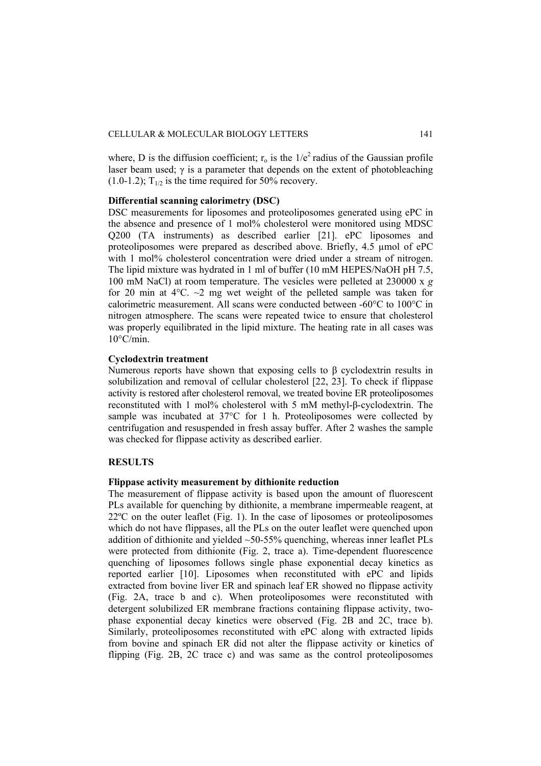where, D is the diffusion coefficient; $r_o$ is the $1/e^2$ radius of the Gaussian profile laser beam used; $\gamma$ is a parameter that depends on the extent of photobleaching (1.0-1.2); $T_{1/2}$ is the time required for 50% recovery.

### Differential scanning calorimetry (DSC)

DSC measurements for liposomes and proteoliposomes generated using ePC in the absence and presence of 1 mol% cholesterol were monitored using MDSC Q200 (TA instruments) as described earlier [21]. ePC liposomes and proteoliposomes were prepared as described above. Briefly, 4.5 μmol of ePC with 1 mol% cholesterol concentration were dried under a stream of nitrogen. The lipid mixture was hydrated in 1 ml of buffer (10 mM HEPES/NaOH pH 7.5, 100 mM NaCl) at room temperature. The vesicles were pelleted at 230000 x *g* for 20 min at 4°C. ~2 mg wet weight of the pelleted sample was taken for calorimetric measurement. All scans were conducted between -60°C to 100°C in nitrogen atmosphere. The scans were repeated twice to ensure that cholesterol was properly equilibrated in the lipid mixture. The heating rate in all cases was 10°C/min.

### Cyclodextrin treatment

Numerous reports have shown that exposing cells to β cyclodextrin results in solubilization and removal of cellular cholesterol [22, 23]. To check if flippase activity is restored after cholesterol removal, we treated bovine ER proteoliposomes reconstituted with 1 mol% cholesterol with 5 mM methyl-β-cyclodextrin. The sample was incubated at 37°C for 1 h. Proteoliposomes were collected by centrifugation and resuspended in fresh assay buffer. After 2 washes the sample was checked for flippase activity as described earlier.

## RESULTS

### Flippase activity measurement by dithionite reduction

The measurement of flippase activity is based upon the amount of fluorescent PLs available for quenching by dithionite, a membrane impermeable reagent, at 22ºC on the outer leaflet (Fig. 1). In the case of liposomes or proteoliposomes which do not have flippases, all the PLs on the outer leaflet were quenched upon addition of dithionite and yielded ~50-55% quenching, whereas inner leaflet PLs were protected from dithionite (Fig. 2, trace a). Time-dependent fluorescence quenching of liposomes follows single phase exponential decay kinetics as reported earlier [10]. Liposomes when reconstituted with ePC and lipids extracted from bovine liver ER and spinach leaf ER showed no flippase activity (Fig. 2A, trace b and c). When proteoliposomes were reconstituted with detergent solubilized ER membrane fractions containing flippase activity, two-phase exponential decay kinetics were observed (Fig. 2B and 2C, trace b). Similarly, proteoliposomes reconstituted with ePC along with extracted lipids from bovine and spinach ER did not alter the flippase activity or kinetics of flipping (Fig. 2B, 2C trace c) and was same as the control proteoliposomes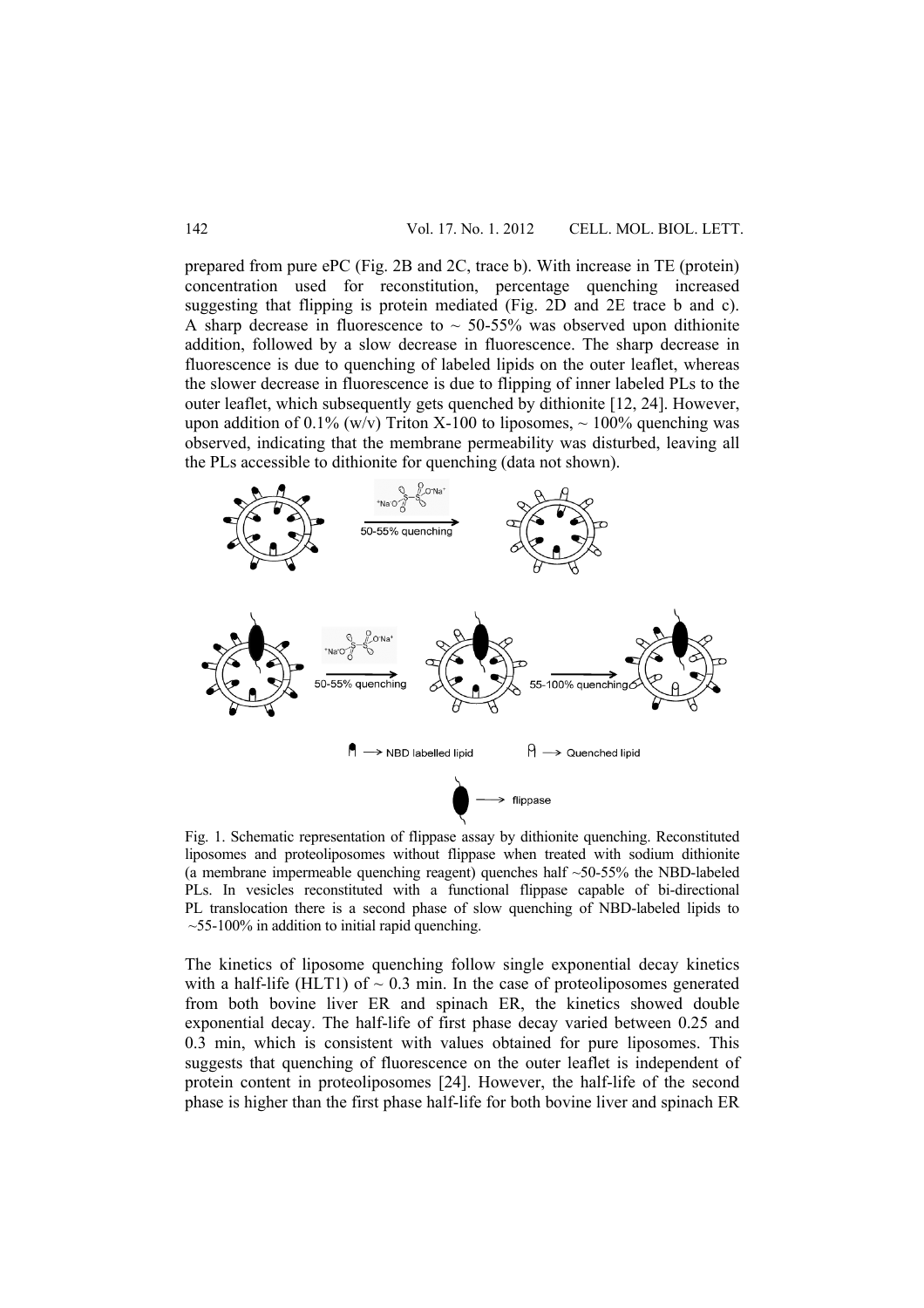prepared from pure ePC (Fig. 2B and 2C, trace b). With increase in TE (protein) concentration used for reconstitution, percentage quenching increased suggesting that flipping is protein mediated (Fig. 2D and 2E trace b and c). A sharp decrease in fluorescence to ~ 50-55% was observed upon dithionite addition, followed by a slow decrease in fluorescence. The sharp decrease in fluorescence is due to quenching of labeled lipids on the outer leaflet, whereas the slower decrease in fluorescence is due to flipping of inner labeled PLs to the outer leaflet, which subsequently gets quenched by dithionite [12, 24]. However, upon addition of 0.1% (w/v) Triton X-100 to liposomes, ~ 100% quenching was observed, indicating that the membrane permeability was disturbed, leaving all the PLs accessible to dithionite for quenching (data not shown).

Fig. 1. Schematic representation of flippase assay by dithionite quenching. Reconstituted liposomes and proteoliposomes without flippase when treated with sodium dithionite (a membrane impermeable quenching reagent) quenches half ~50-55% the NBD-labeled PLs. In vesicles reconstituted with a functional flippase capable of bi-directional PL translocation there is a second phase of slow quenching of NBD-labeled lipids to ~55-100% in addition to initial rapid quenching.

The kinetics of liposome quenching follow single exponential decay kinetics with a half-life (HLT1) of ~ 0.3 min. In the case of proteoliposomes generated from both bovine liver ER and spinach ER, the kinetics showed double exponential decay. The half-life of first phase decay varied between 0.25 and 0.3 min, which is consistent with values obtained for pure liposomes. This suggests that quenching of fluorescence on the outer leaflet is independent of protein content in proteoliposomes [24]. However, the half-life of the second phase is higher than the first phase half-life for both bovine liver and spinach ER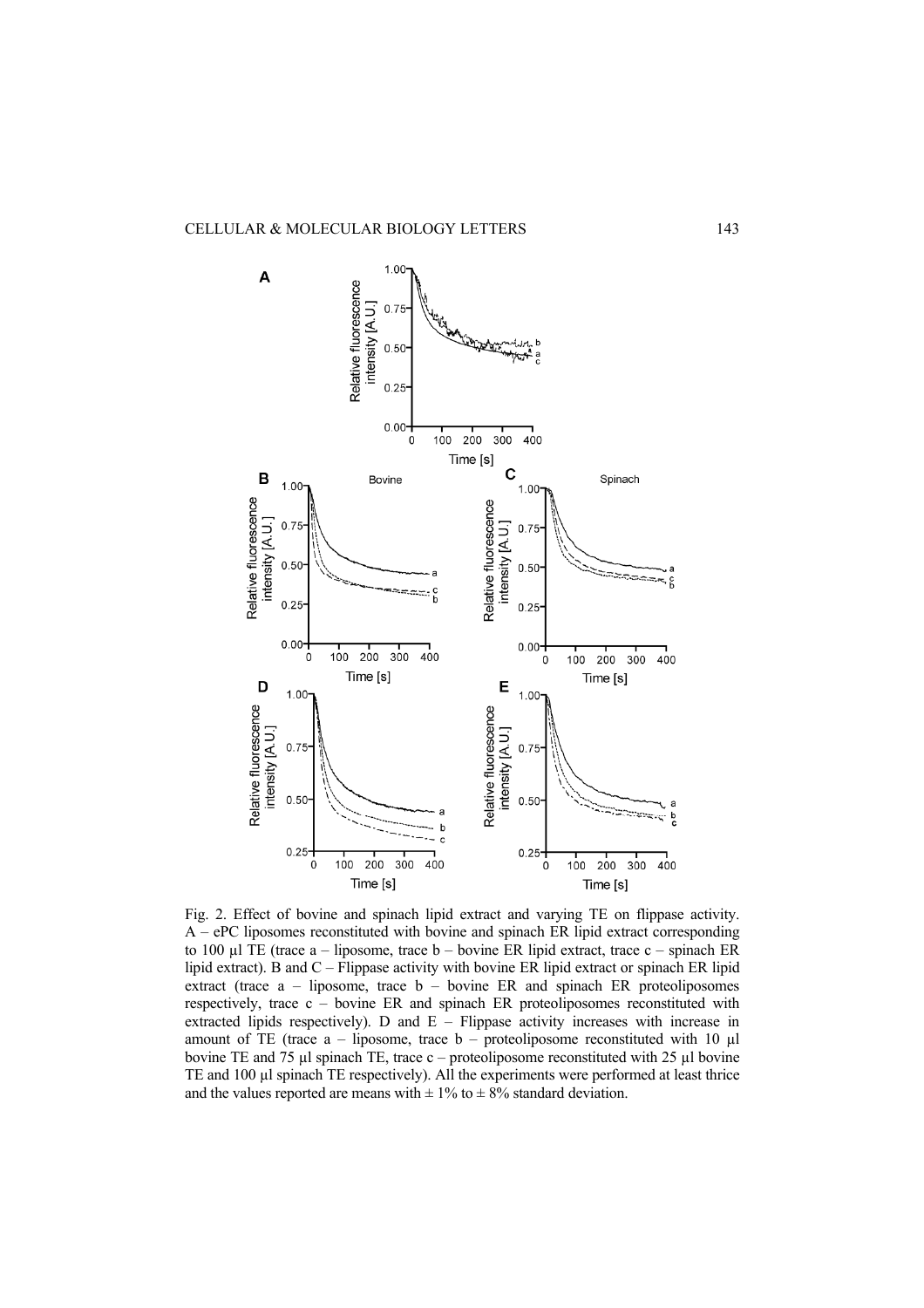Fig. 2. Effect of bovine and spinach lipid extract and varying TE on flippase activity. A – ePC liposomes reconstituted with bovine and spinach ER lipid extract corresponding to 100 µl TE (trace a – liposome, trace b – bovine ER lipid extract, trace c – spinach ER lipid extract). B and C – Flippase activity with bovine ER lipid extract or spinach ER lipid extract (trace a – liposome, trace b – bovine ER and spinach ER proteoliposomes respectively, trace c – bovine ER and spinach ER proteoliposomes reconstituted with extracted lipids respectively). D and E – Flippase activity increases with increase in amount of TE (trace a – liposome, trace b – proteoliposome reconstituted with 10 µl bovine TE and 75 µl spinach TE, trace c – proteoliposome reconstituted with 25 µl bovine TE and 100 µl spinach TE respectively). All the experiments were performed at least thrice and the values reported are means with ± 1% to ± 8% standard deviation.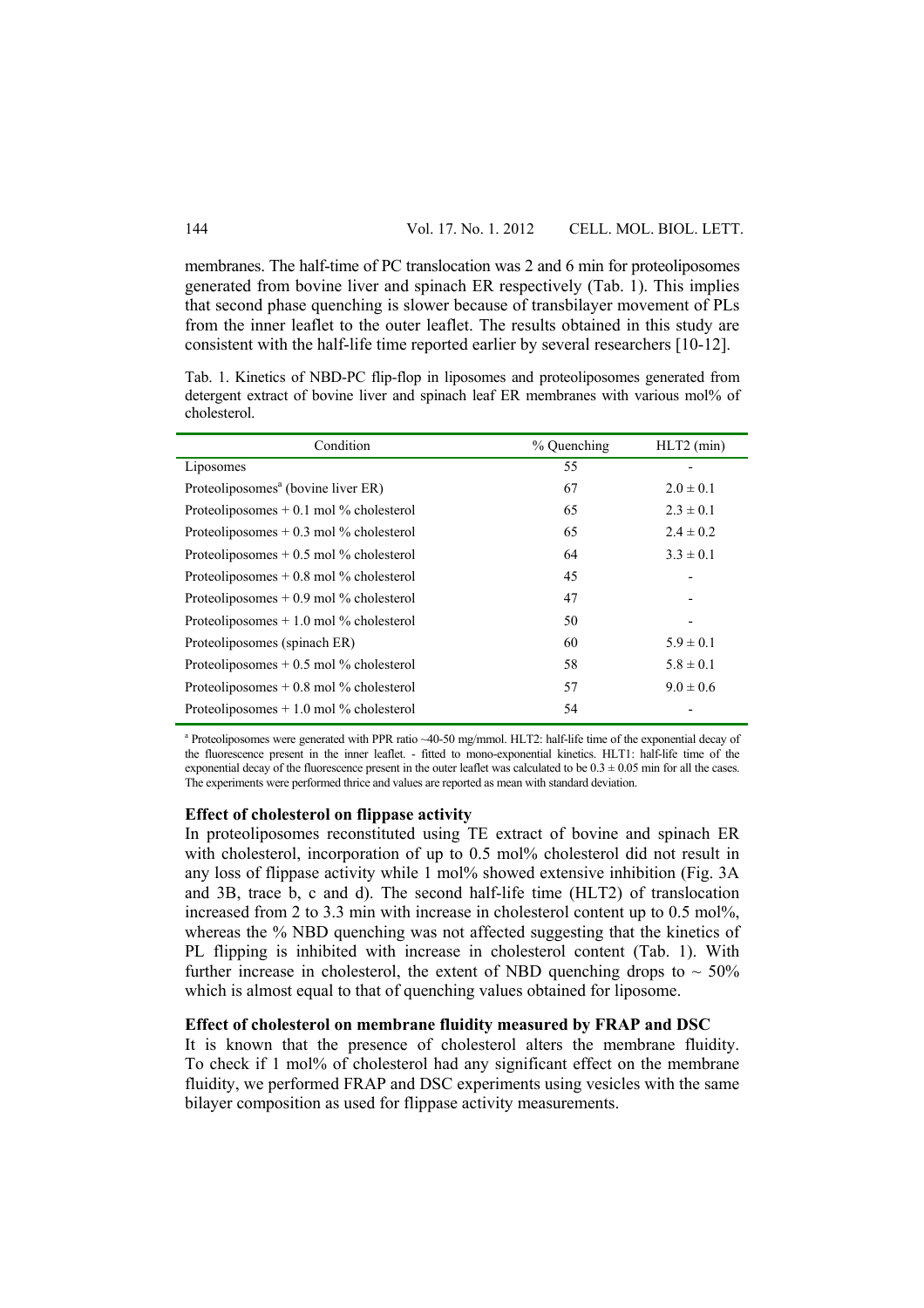membranes. The half-time of PC translocation was 2 and 6 min for proteoliposomes generated from bovine liver and spinach ER respectively (Tab. 1). This implies that second phase quenching is slower because of transbilayer movement of PLs from the inner leaflet to the outer leaflet. The results obtained in this study are consistent with the half-life time reported earlier by several researchers [10-12].

Tab. 1. Kinetics of NBD-PC flip-flop in liposomes and proteoliposomes generated from detergent extract of bovine liver and spinach leaf ER membranes with various mol% of cholesterol.

| Condition | % Quenching | HLT2 (min) |
| --- | --- | --- |
| Liposomes | 55 | - |
| Proteoliposomes[a] (bovine liver ER) | 67 | $2.0 \pm 0.1$ |
| Proteoliposomes + 0.1 mol % cholesterol | 65 | $2.3 \pm 0.1$ |
| Proteoliposomes + 0.3 mol % cholesterol | 65 | $2.4 \pm 0.2$ |
| Proteoliposomes + 0.5 mol % cholesterol | 64 | $3.3 \pm 0.1$ |
| Proteoliposomes + 0.8 mol % cholesterol | 45 | - |
| Proteoliposomes + 0.9 mol % cholesterol | 47 | - |
| Proteoliposomes + 1.0 mol % cholesterol | 50 | - |
| Proteoliposomes (spinach ER) | 60 | $5.9 \pm 0.1$ |
| Proteoliposomes + 0.5 mol % cholesterol | 58 | $5.8 \pm 0.1$ |
| Proteoliposomes + 0.8 mol % cholesterol | 57 | $9.0 \pm 0.6$ |
| Proteoliposomes + 1.0 mol % cholesterol | 54 | - |

[a] Proteoliposomes were generated with PPR ratio ~40-50 mg/mmol. HLT2: half-life time of the exponential decay of the fluorescence present in the inner leaflet. - fitted to mono-exponential kinetics. HLT1: half-life time of the exponential decay of the fluorescence present in the outer leaflet was calculated to be $0.3 \pm 0.05$ min for all the cases. The experiments were performed thrice and values are reported as mean with standard deviation.

### Effect of cholesterol on flippase activity

In proteoliposomes reconstituted using TE extract of bovine and spinach ER with cholesterol, incorporation of up to 0.5 mol% cholesterol did not result in any loss of flippase activity while 1 mol% showed extensive inhibition (Fig. 3A and 3B, trace b, c and d). The second half-life time (HLT2) of translocation increased from 2 to 3.3 min with increase in cholesterol content up to 0.5 mol%, whereas the % NBD quenching was not affected suggesting that the kinetics of PL flipping is inhibited with increase in cholesterol content (Tab. 1). With further increase in cholesterol, the extent of NBD quenching drops to ~ 50% which is almost equal to that of quenching values obtained for liposome.

### Effect of cholesterol on membrane fluidity measured by FRAP and DSC

It is known that the presence of cholesterol alters the membrane fluidity. To check if 1 mol% of cholesterol had any significant effect on the membrane fluidity, we performed FRAP and DSC experiments using vesicles with the same bilayer composition as used for flippase activity measurements.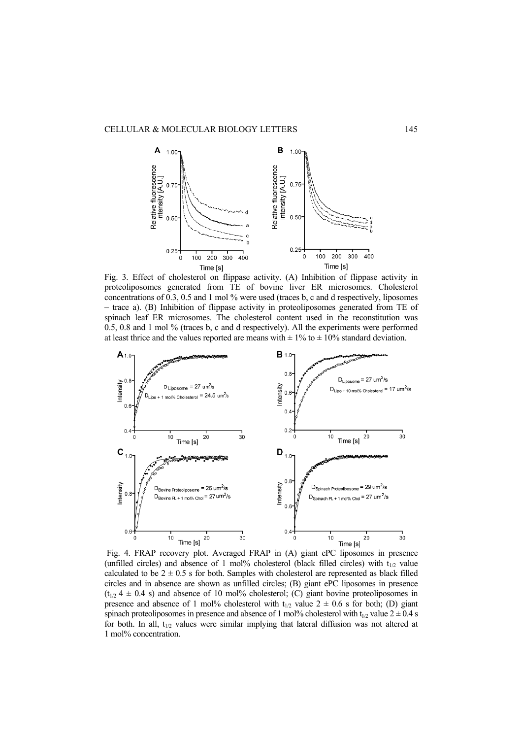Fig. 3. Effect of cholesterol on flippase activity. (A) Inhibition of flippase activity in proteoliposomes generated from TE of bovine liver ER microsomes. Cholesterol concentrations of 0.3, 0.5 and 1 mol % were used (traces b, c and d respectively, liposomes – trace a). (B) Inhibition of flippase activity in proteoliposomes generated from TE of spinach leaf ER microsomes. The cholesterol content used in the reconstitution was 0.5, 0.8 and 1 mol % (traces b, c and d respectively). All the experiments were performed at least thrice and the values reported are means with ± 1% to ± 10% standard deviation.

Fig. 4. FRAP recovery plot. Averaged FRAP in (A) giant ePC liposomes in presence (unfilled circles) and absence of 1 mol% cholesterol (black filled circles) with $t_{1/2}$ value calculated to be $2 \pm 0.5$ s for both. Samples with cholesterol are represented as black filled circles and in absence are shown as unfilled circles; (B) giant ePC liposomes in presence ($t_{1/2}$ $4 \pm 0.4$ s) and absence of 10 mol% cholesterol; (C) giant bovine proteoliposomes in presence and absence of 1 mol% cholesterol with $t_{1/2}$ value $2 \pm 0.6$ s for both; (D) giant spinach proteoliposomes in presence and absence of 1 mol% cholesterol with $t_{1/2}$ value $2 \pm 0.4$ s for both. In all, $t_{1/2}$ values were similar implying that lateral diffusion was not altered at 1 mol% concentration.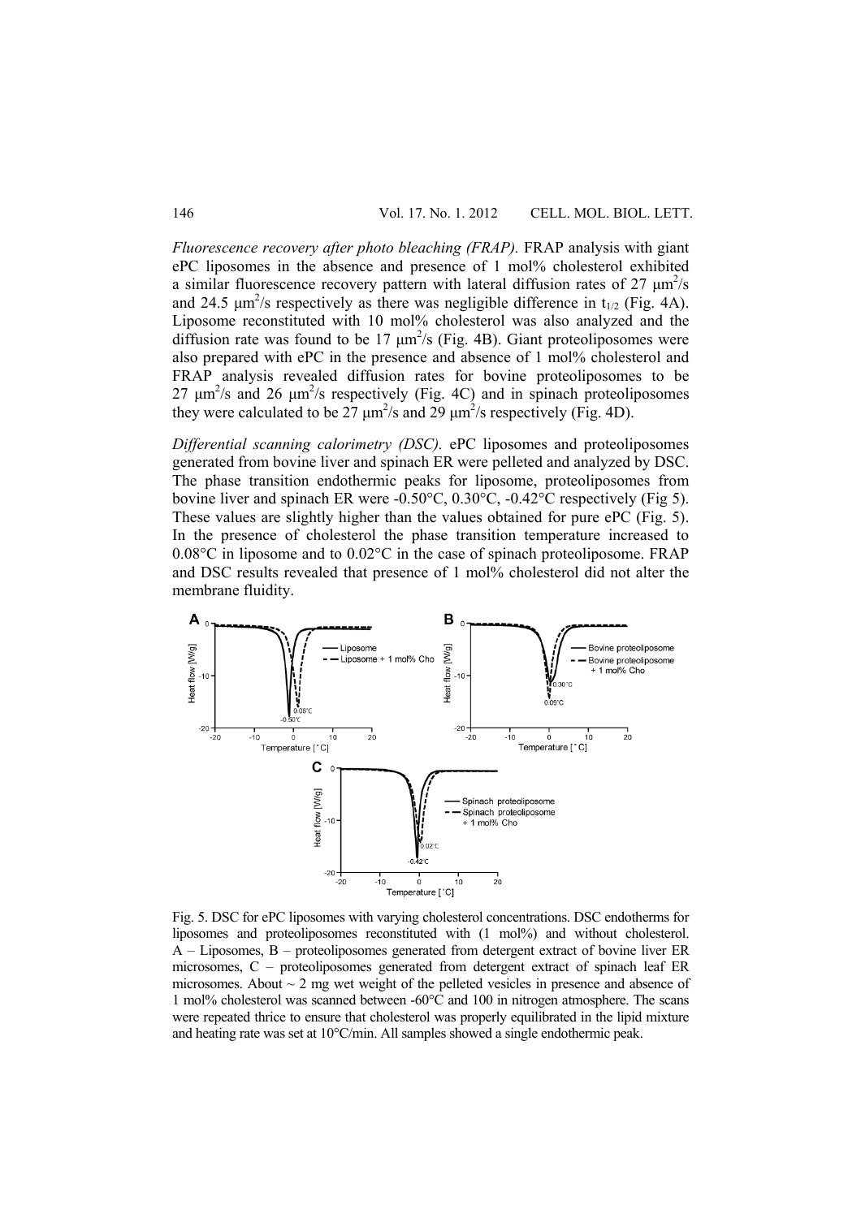*Fluorescence recovery after photo bleaching (FRAP).* FRAP analysis with giant ePC liposomes in the absence and presence of 1 mol% cholesterol exhibited a similar fluorescence recovery pattern with lateral diffusion rates of 27 $\mu m^2/s$ and 24.5 $\mu m^2/s$ respectively as there was negligible difference in $t_{1/2}$ (Fig. 4A). Liposome reconstituted with 10 mol% cholesterol was also analyzed and the diffusion rate was found to be 17 $\mu m^2/s$ (Fig. 4B). Giant proteoliposomes were also prepared with ePC in the presence and absence of 1 mol% cholesterol and FRAP analysis revealed diffusion rates for bovine proteoliposomes to be 27 $\mu m^2/s$ and 26 $\mu m^2/s$ respectively (Fig. 4C) and in spinach proteoliposomes they were calculated to be 27 $\mu m^2/s$ and 29 $\mu m^2/s$ respectively (Fig. 4D).

*Differential scanning calorimetry (DSC).* ePC liposomes and proteoliposomes generated from bovine liver and spinach ER were pelleted and analyzed by DSC. The phase transition endothermic peaks for liposome, proteoliposomes from bovine liver and spinach ER were -0.50°C, 0.30°C, -0.42°C respectively (Fig 5). These values are slightly higher than the values obtained for pure ePC (Fig. 5). In the presence of cholesterol the phase transition temperature increased to 0.08°C in liposome and to 0.02°C in the case of spinach proteoliposome. FRAP and DSC results revealed that presence of 1 mol% cholesterol did not alter the membrane fluidity.

Fig. 5. DSC for ePC liposomes with varying cholesterol concentrations. DSC endotherms for liposomes and proteoliposomes reconstituted with (1 mol%) and without cholesterol. A – Liposomes, B – proteoliposomes generated from detergent extract of bovine liver ER microsomes, C – proteoliposomes generated from detergent extract of spinach leaf ER microsomes. About ~ 2 mg wet weight of the pelleted vesicles in presence and absence of 1 mol% cholesterol was scanned between -60°C and 100 in nitrogen atmosphere. The scans were repeated thrice to ensure that cholesterol was properly equilibrated in the lipid mixture and heating rate was set at 10°C/min. All samples showed a single endothermic peak.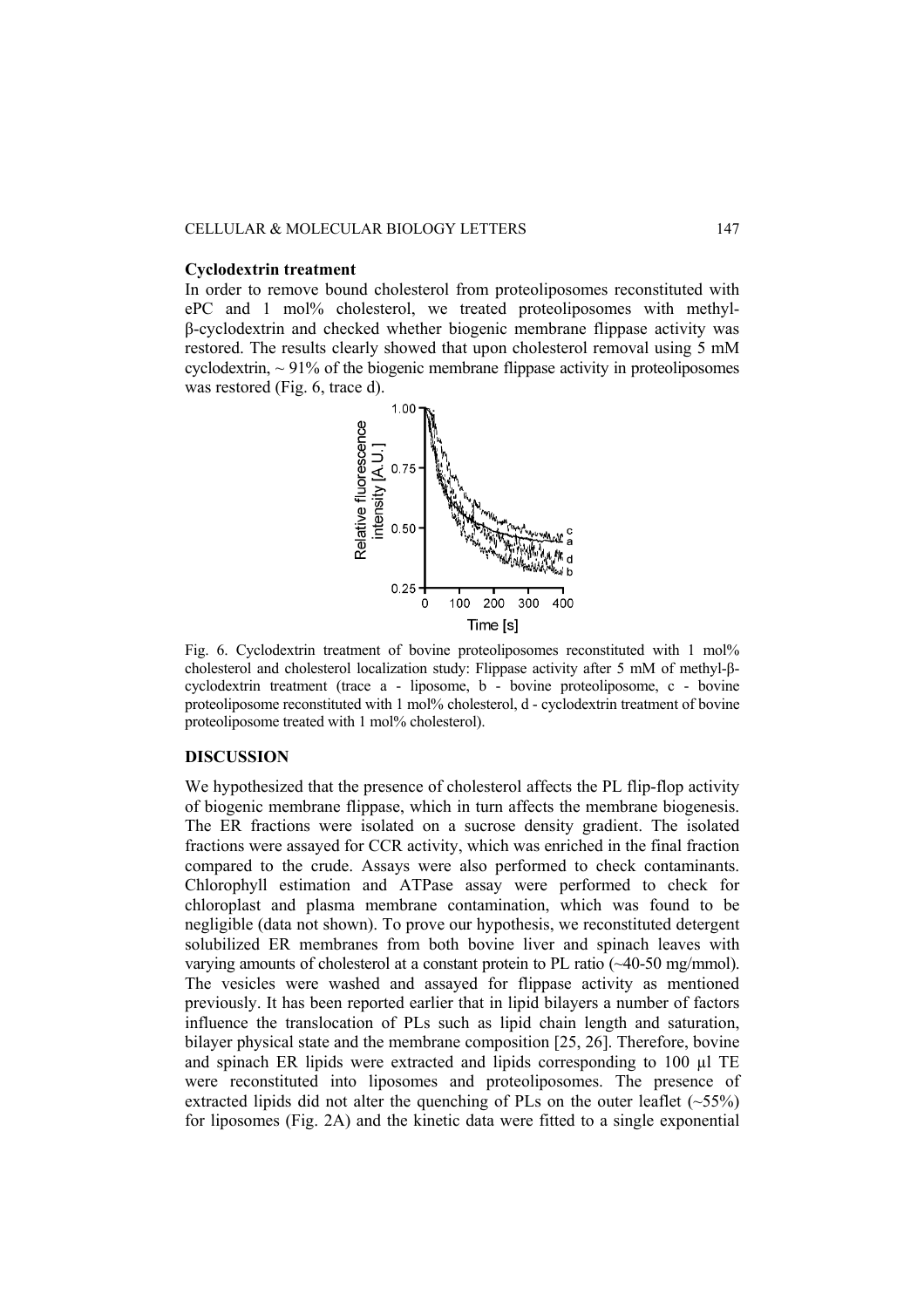**Cyclodextrin treatment**

In order to remove bound cholesterol from proteoliposomes reconstituted with ePC and 1 mol% cholesterol, we treated proteoliposomes with methyl-β-cyclodextrin and checked whether biogenic membrane flippase activity was restored. The results clearly showed that upon cholesterol removal using 5 mM cyclodextrin, ~ 91% of the biogenic membrane flippase activity in proteoliposomes was restored (Fig. 6, trace d).

Fig. 6. Cyclodextrin treatment of bovine proteoliposomes reconstituted with 1 mol% cholesterol and cholesterol localization study: Flippase activity after 5 mM of methyl-β-cyclodextrin treatment (trace a - liposome, b - bovine proteoliposome, c - bovine proteoliposome reconstituted with 1 mol% cholesterol, d - cyclodextrin treatment of bovine proteoliposome treated with 1 mol% cholesterol).

## DISCUSSION

We hypothesized that the presence of cholesterol affects the PL flip-flop activity of biogenic membrane flippase, which in turn affects the membrane biogenesis. The ER fractions were isolated on a sucrose density gradient. The isolated fractions were assayed for CCR activity, which was enriched in the final fraction compared to the crude. Assays were also performed to check contaminants. Chlorophyll estimation and ATPase assay were performed to check for chloroplast and plasma membrane contamination, which was found to be negligible (data not shown). To prove our hypothesis, we reconstituted detergent solubilized ER membranes from both bovine liver and spinach leaves with varying amounts of cholesterol at a constant protein to PL ratio (~40-50 mg/mmol). The vesicles were washed and assayed for flippase activity as mentioned previously. It has been reported earlier that in lipid bilayers a number of factors influence the translocation of PLs such as lipid chain length and saturation, bilayer physical state and the membrane composition [25, 26]. Therefore, bovine and spinach ER lipids were extracted and lipids corresponding to 100 μl TE were reconstituted into liposomes and proteoliposomes. The presence of extracted lipids did not alter the quenching of PLs on the outer leaflet (~55%) for liposomes (Fig. 2A) and the kinetic data were fitted to a single exponential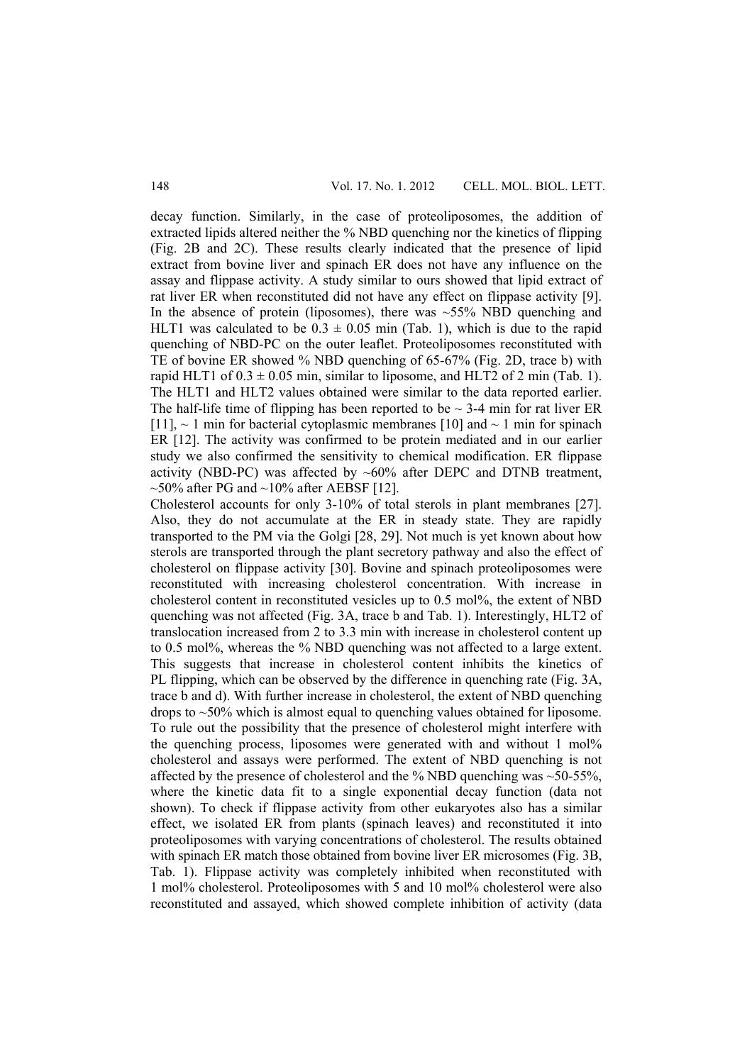decay function. Similarly, in the case of proteoliposomes, the addition of extracted lipids altered neither the % NBD quenching nor the kinetics of flipping (Fig. 2B and 2C). These results clearly indicated that the presence of lipid extract from bovine liver and spinach ER does not have any influence on the assay and flippase activity. A study similar to ours showed that lipid extract of rat liver ER when reconstituted did not have any effect on flippase activity [9]. In the absence of protein (liposomes), there was ~55% NBD quenching and HLT1 was calculated to be $0.3 \pm 0.05$ min (Tab. 1), which is due to the rapid quenching of NBD-PC on the outer leaflet. Proteoliposomes reconstituted with TE of bovine ER showed % NBD quenching of 65-67% (Fig. 2D, trace b) with rapid HLT1 of $0.3 \pm 0.05$ min, similar to liposome, and HLT2 of 2 min (Tab. 1). The HLT1 and HLT2 values obtained were similar to the data reported earlier. The half-life time of flipping has been reported to be ~ 3-4 min for rat liver ER [11], ~ 1 min for bacterial cytoplasmic membranes [10] and ~ 1 min for spinach ER [12]. The activity was confirmed to be protein mediated and in our earlier study we also confirmed the sensitivity to chemical modification. ER flippase activity (NBD-PC) was affected by ~60% after DEPC and DTNB treatment, ~50% after PG and ~10% after AEBSF [12].

Cholesterol accounts for only 3-10% of total sterols in plant membranes [27]. Also, they do not accumulate at the ER in steady state. They are rapidly transported to the PM via the Golgi [28, 29]. Not much is yet known about how sterols are transported through the plant secretory pathway and also the effect of cholesterol on flippase activity [30]. Bovine and spinach proteoliposomes were reconstituted with increasing cholesterol concentration. With increase in cholesterol content in reconstituted vesicles up to 0.5 mol%, the extent of NBD quenching was not affected (Fig. 3A, trace b and Tab. 1). Interestingly, HLT2 of translocation increased from 2 to 3.3 min with increase in cholesterol content up to 0.5 mol%, whereas the % NBD quenching was not affected to a large extent. This suggests that increase in cholesterol content inhibits the kinetics of PL flipping, which can be observed by the difference in quenching rate (Fig. 3A, trace b and d). With further increase in cholesterol, the extent of NBD quenching drops to ~50% which is almost equal to quenching values obtained for liposome. To rule out the possibility that the presence of cholesterol might interfere with the quenching process, liposomes were generated with and without 1 mol% cholesterol and assays were performed. The extent of NBD quenching is not affected by the presence of cholesterol and the % NBD quenching was ~50-55%, where the kinetic data fit to a single exponential decay function (data not shown). To check if flippase activity from other eukaryotes also has a similar effect, we isolated ER from plants (spinach leaves) and reconstituted it into proteoliposomes with varying concentrations of cholesterol. The results obtained with spinach ER match those obtained from bovine liver ER microsomes (Fig. 3B, Tab. 1). Flippase activity was completely inhibited when reconstituted with 1 mol% cholesterol. Proteoliposomes with 5 and 10 mol% cholesterol were also reconstituted and assayed, which showed complete inhibition of activity (data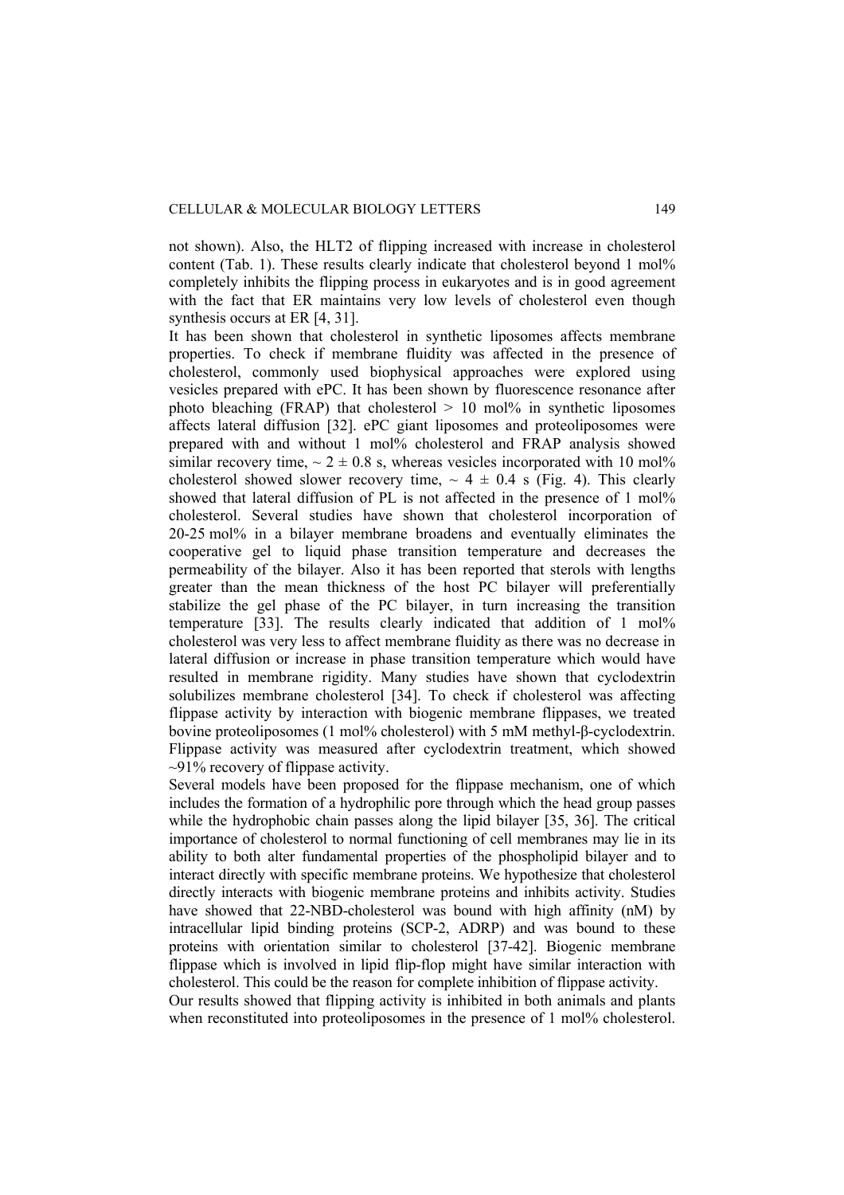not shown). Also, the HLT2 of flipping increased with increase in cholesterol content (Tab. 1). These results clearly indicate that cholesterol beyond 1 mol% completely inhibits the flipping process in eukaryotes and is in good agreement with the fact that ER maintains very low levels of cholesterol even though synthesis occurs at ER [4, 31].

It has been shown that cholesterol in synthetic liposomes affects membrane properties. To check if membrane fluidity was affected in the presence of cholesterol, commonly used biophysical approaches were explored using vesicles prepared with ePC. It has been shown by fluorescence resonance after photo bleaching (FRAP) that cholesterol > 10 mol% in synthetic liposomes affects lateral diffusion [32]. ePC giant liposomes and proteoliposomes were prepared with and without 1 mol% cholesterol and FRAP analysis showed similar recovery time, $\sim 2 \pm 0.8$ s, whereas vesicles incorporated with 10 mol% cholesterol showed slower recovery time, $\sim 4 \pm 0.4$ s (Fig. 4). This clearly showed that lateral diffusion of PL is not affected in the presence of 1 mol% cholesterol. Several studies have shown that cholesterol incorporation of 20-25 mol% in a bilayer membrane broadens and eventually eliminates the cooperative gel to liquid phase transition temperature and decreases the permeability of the bilayer. Also it has been reported that sterols with lengths greater than the mean thickness of the host PC bilayer will preferentially stabilize the gel phase of the PC bilayer, in turn increasing the transition temperature [33]. The results clearly indicated that addition of 1 mol% cholesterol was very less to affect membrane fluidity as there was no decrease in lateral diffusion or increase in phase transition temperature which would have resulted in membrane rigidity. Many studies have shown that cyclodextrin solubilizes membrane cholesterol [34]. To check if cholesterol was affecting flippase activity by interaction with biogenic membrane flippases, we treated bovine proteoliposomes (1 mol% cholesterol) with 5 mM methyl-β-cyclodextrin. Flippase activity was measured after cyclodextrin treatment, which showed ~91% recovery of flippase activity.

Several models have been proposed for the flippase mechanism, one of which includes the formation of a hydrophilic pore through which the head group passes while the hydrophobic chain passes along the lipid bilayer [35, 36]. The critical importance of cholesterol to normal functioning of cell membranes may lie in its ability to both alter fundamental properties of the phospholipid bilayer and to interact directly with specific membrane proteins. We hypothesize that cholesterol directly interacts with biogenic membrane proteins and inhibits activity. Studies have showed that 22-NBD-cholesterol was bound with high affinity (nM) by intracellular lipid binding proteins (SCP-2, ADRP) and was bound to these proteins with orientation similar to cholesterol [37-42]. Biogenic membrane flippase which is involved in lipid flip-flop might have similar interaction with cholesterol. This could be the reason for complete inhibition of flippase activity.

Our results showed that flipping activity is inhibited in both animals and plants when reconstituted into proteoliposomes in the presence of 1 mol% cholesterol.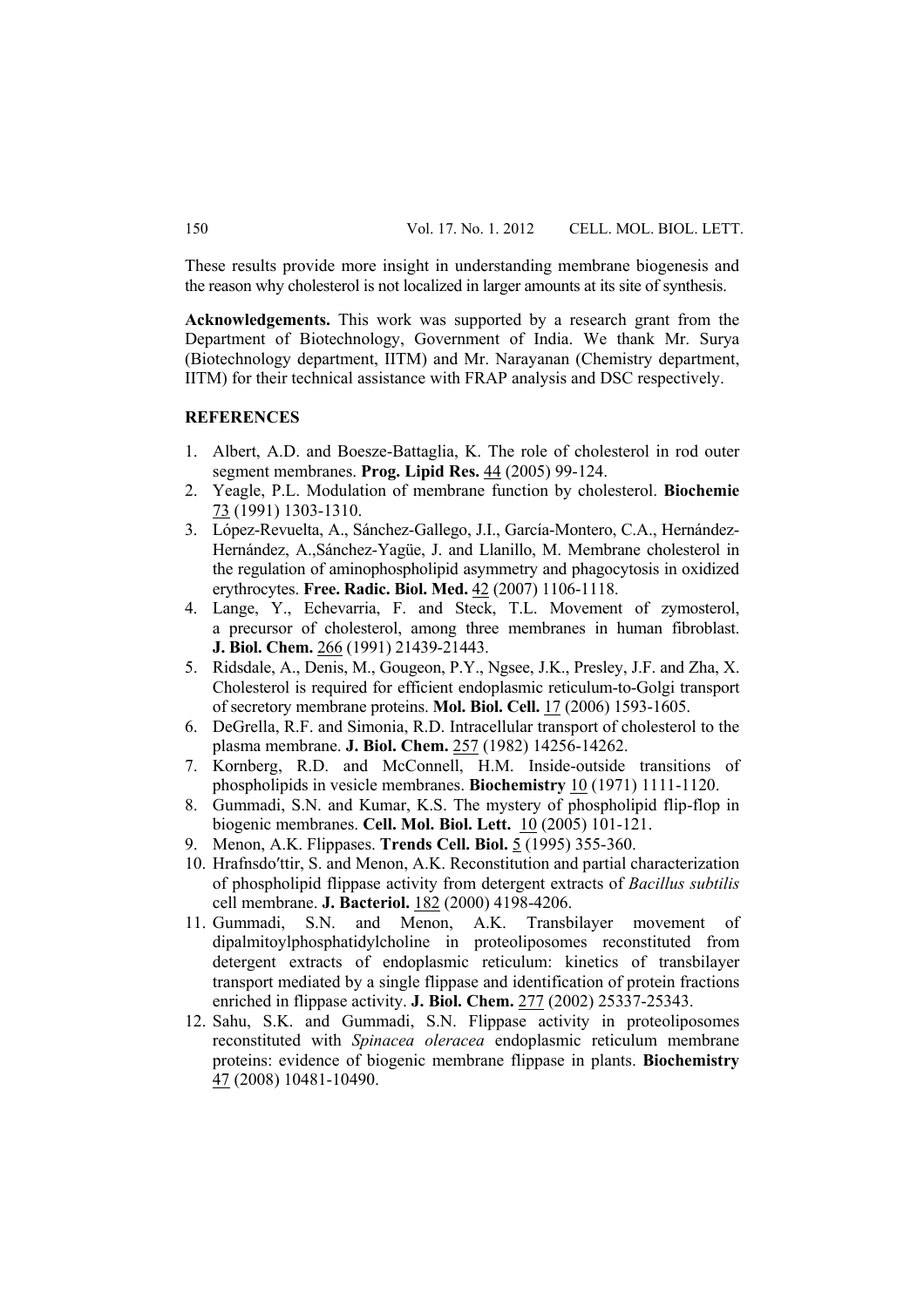These results provide more insight in understanding membrane biogenesis and the reason why cholesterol is not localized in larger amounts at its site of synthesis.

**Acknowledgements.** This work was supported by a research grant from the Department of Biotechnology, Government of India. We thank Mr. Surya (Biotechnology department, IITM) and Mr. Narayanan (Chemistry department, IITM) for their technical assistance with FRAP analysis and DSC respectively.

## REFERENCES

1. Albert, A.D. and Boesze-Battaglia, K. The role of cholesterol in rod outer segment membranes. **Prog. Lipid Res.** 44 (2005) 99-124.
2. Yeagle, P.L. Modulation of membrane function by cholesterol. **Biochemie** 73 (1991) 1303-1310.
3. López-Revuelta, A., Sánchez-Gallego, J.I., García-Montero, C.A., Hernández-Hernández, A.,Sánchez-Yagüe, J. and Llanillo, M. Membrane cholesterol in the regulation of aminophospholipid asymmetry and phagocytosis in oxidized erythrocytes. **Free. Radic. Biol. Med.** 42 (2007) 1106-1118.
4. Lange, Y., Echevarria, F. and Steck, T.L. Movement of zymosterol, a precursor of cholesterol, among three membranes in human fibroblast. **J. Biol. Chem.** 266 (1991) 21439-21443.
5. Ridsdale, A., Denis, M., Gougeon, P.Y., Ngsee, J.K., Presley, J.F. and Zha, X. Cholesterol is required for efficient endoplasmic reticulum-to-Golgi transport of secretory membrane proteins. **Mol. Biol. Cell.** 17 (2006) 1593-1605.
6. DeGrella, R.F. and Simonia, R.D. Intracellular transport of cholesterol to the plasma membrane. **J. Biol. Chem.** 257 (1982) 14256-14262.
7. Kornberg, R.D. and McConnell, H.M. Inside-outside transitions of phospholipids in vesicle membranes. **Biochemistry** 10 (1971) 1111-1120.
8. Gummadi, S.N. and Kumar, K.S. The mystery of phospholipid flip-flop in biogenic membranes. **Cell. Mol. Biol. Lett.** 10 (2005) 101-121.
9. Menon, A.K. Flippases. **Trends Cell. Biol.** 5 (1995) 355-360.
10. Hrafnsdo′ttir, S. and Menon, A.K. Reconstitution and partial characterization of phospholipid flippase activity from detergent extracts of *Bacillus subtilis* cell membrane. **J. Bacteriol.** 182 (2000) 4198-4206.
11. Gummadi, S.N. and Menon, A.K. Transbilayer movement of dipalmitoylphosphatidylcholine in proteoliposomes reconstituted from detergent extracts of endoplasmic reticulum: kinetics of transbilayer transport mediated by a single flippase and identification of protein fractions enriched in flippase activity. **J. Biol. Chem.** 277 (2002) 25337-25343.
12. Sahu, S.K. and Gummadi, S.N. Flippase activity in proteoliposomes reconstituted with *Spinacea oleracea* endoplasmic reticulum membrane proteins: evidence of biogenic membrane flippase in plants. **Biochemistry** 47 (2008) 10481-10490.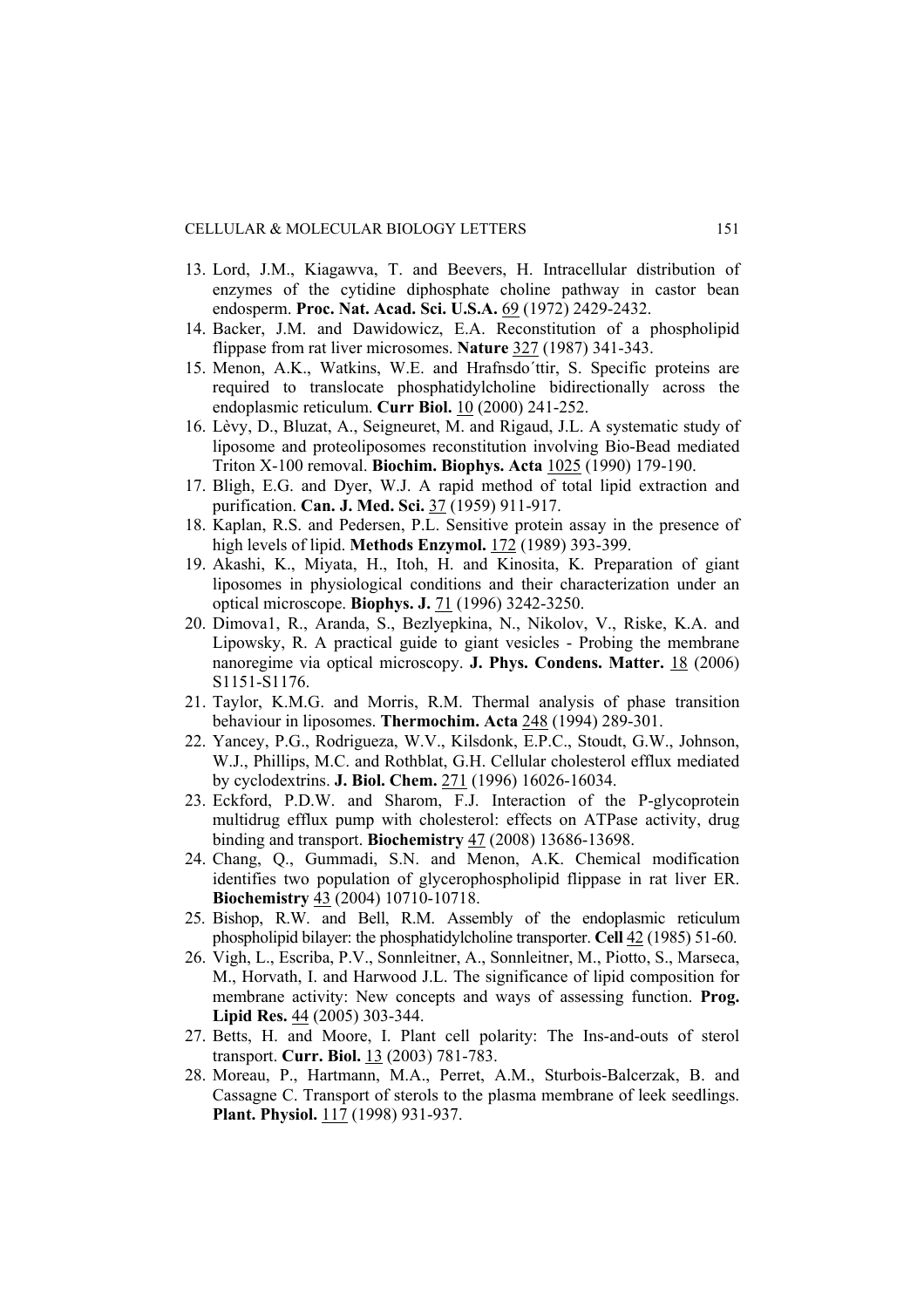13. Lord, J.M., Kiagawva, T. and Beevers, H. Intracellular distribution of enzymes of the cytidine diphosphate choline pathway in castor bean endosperm. **Proc. Nat. Acad. Sci. U.S.A.** 69 (1972) 2429-2432.
14. Backer, J.M. and Dawidowicz, E.A. Reconstitution of a phospholipid flippase from rat liver microsomes. **Nature** 327 (1987) 341-343.
15. Menon, A.K., Watkins, W.E. and Hrafnsdo´ttir, S. Specific proteins are required to translocate phosphatidylcholine bidirectionally across the endoplasmic reticulum. **Curr Biol.** 10 (2000) 241-252.
16. Lèvy, D., Bluzat, A., Seigneuret, M. and Rigaud, J.L. A systematic study of liposome and proteoliposomes reconstitution involving Bio-Bead mediated Triton X-100 removal. **Biochim. Biophys. Acta** 1025 (1990) 179-190.
17. Bligh, E.G. and Dyer, W.J. A rapid method of total lipid extraction and purification. **Can. J. Med. Sci.** 37 (1959) 911-917.
18. Kaplan, R.S. and Pedersen, P.L. Sensitive protein assay in the presence of high levels of lipid. **Methods Enzymol.** 172 (1989) 393-399.
19. Akashi, K., Miyata, H., Itoh, H. and Kinosita, K. Preparation of giant liposomes in physiological conditions and their characterization under an optical microscope. **Biophys. J.** 71 (1996) 3242-3250.
20. Dimova1, R., Aranda, S., Bezlyepkina, N., Nikolov, V., Riske, K.A. and Lipowsky, R. A practical guide to giant vesicles - Probing the membrane nanoregime via optical microscopy. **J. Phys. Condens. Matter.** 18 (2006) S1151-S1176.
21. Taylor, K.M.G. and Morris, R.M. Thermal analysis of phase transition behaviour in liposomes. **Thermochim. Acta** 248 (1994) 289-301.
22. Yancey, P.G., Rodrigueza, W.V., Kilsdonk, E.P.C., Stoudt, G.W., Johnson, W.J., Phillips, M.C. and Rothblat, G.H. Cellular cholesterol efflux mediated by cyclodextrins. **J. Biol. Chem.** 271 (1996) 16026-16034.
23. Eckford, P.D.W. and Sharom, F.J. Interaction of the P-glycoprotein multidrug efflux pump with cholesterol: effects on ATPase activity, drug binding and transport. **Biochemistry** 47 (2008) 13686-13698.
24. Chang, Q., Gummadi, S.N. and Menon, A.K. Chemical modification identifies two population of glycerophospholipid flippase in rat liver ER. **Biochemistry** 43 (2004) 10710-10718.
25. Bishop, R.W. and Bell, R.M. Assembly of the endoplasmic reticulum phospholipid bilayer: the phosphatidylcholine transporter. **Cell** 42 (1985) 51-60.
26. Vigh, L., Escriba, P.V., Sonnleitner, A., Sonnleitner, M., Piotto, S., Marseca, M., Horvath, I. and Harwood J.L. The significance of lipid composition for membrane activity: New concepts and ways of assessing function. **Prog. Lipid Res.** 44 (2005) 303-344.
27. Betts, H. and Moore, I. Plant cell polarity: The Ins-and-outs of sterol transport. **Curr. Biol.** 13 (2003) 781-783.
28. Moreau, P., Hartmann, M.A., Perret, A.M., Sturbois-Balcerzak, B. and Cassagne C. Transport of sterols to the plasma membrane of leek seedlings. **Plant. Physiol.** 117 (1998) 931-937.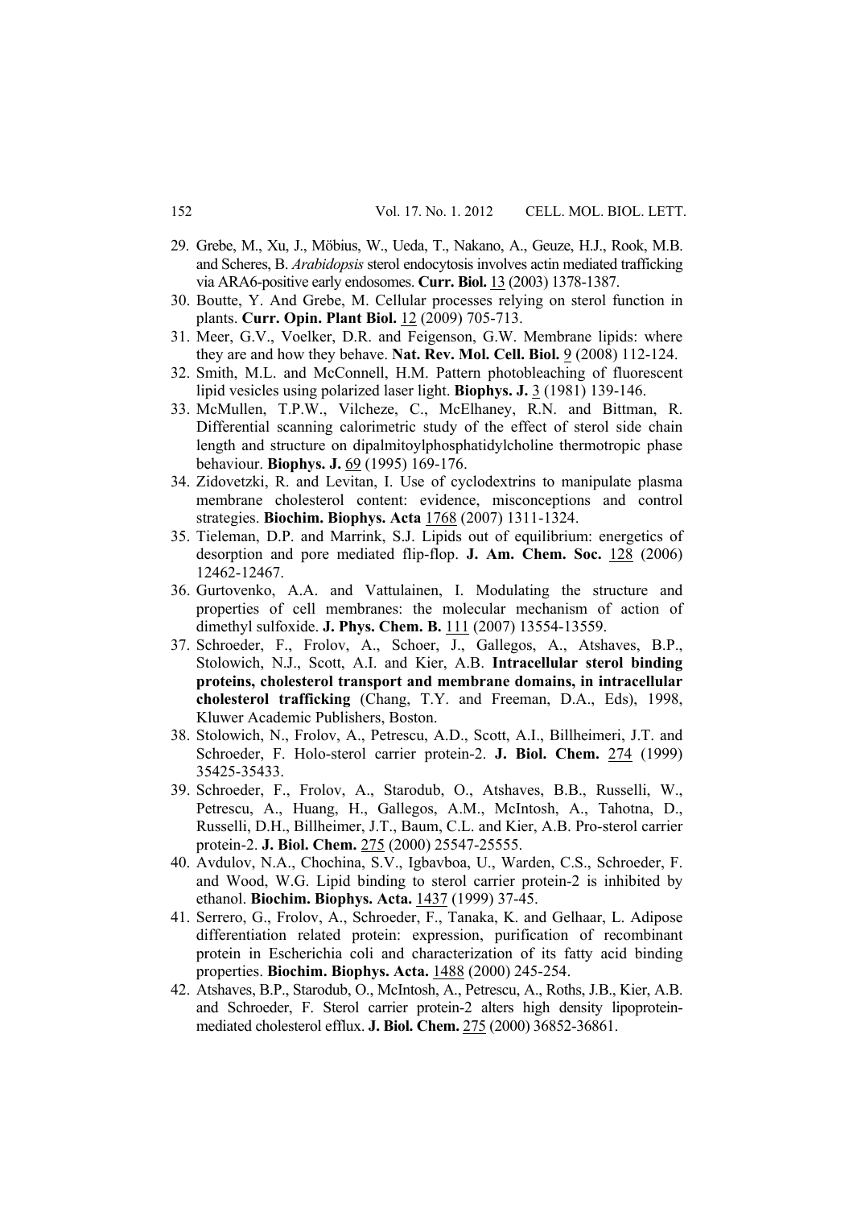29. Grebe, M., Xu, J., Möbius, W., Ueda, T., Nakano, A., Geuze, H.J., Rook, M.B. and Scheres, B. *Arabidopsis* sterol endocytosis involves actin mediated trafficking via ARA6-positive early endosomes. **Curr. Biol.** 13 (2003) 1378-1387.
30. Boutte, Y. And Grebe, M. Cellular processes relying on sterol function in plants. **Curr. Opin. Plant Biol.** 12 (2009) 705-713.
31. Meer, G.V., Voelker, D.R. and Feigenson, G.W. Membrane lipids: where they are and how they behave. **Nat. Rev. Mol. Cell. Biol.** 9 (2008) 112-124.
32. Smith, M.L. and McConnell, H.M. Pattern photobleaching of fluorescent lipid vesicles using polarized laser light. **Biophys. J.** 3 (1981) 139-146.
33. McMullen, T.P.W., Vilcheze, C., McElhaney, R.N. and Bittman, R. Differential scanning calorimetric study of the effect of sterol side chain length and structure on dipalmitoylphosphatidylcholine thermotropic phase behaviour. **Biophys. J.** 69 (1995) 169-176.
34. Zidovetzki, R. and Levitan, I. Use of cyclodextrins to manipulate plasma membrane cholesterol content: evidence, misconceptions and control strategies. **Biochim. Biophys. Acta** 1768 (2007) 1311-1324.
35. Tieleman, D.P. and Marrink, S.J. Lipids out of equilibrium: energetics of desorption and pore mediated flip-flop. **J. Am. Chem. Soc.** 128 (2006) 12462-12467.
36. Gurtovenko, A.A. and Vattulainen, I. Modulating the structure and properties of cell membranes: the molecular mechanism of action of dimethyl sulfoxide. **J. Phys. Chem. B.** 111 (2007) 13554-13559.
37. Schroeder, F., Frolov, A., Schoer, J., Gallegos, A., Atshaves, B.P., Stolowich, N.J., Scott, A.I. and Kier, A.B. **Intracellular sterol binding proteins, cholesterol transport and membrane domains, in intracellular cholesterol trafficking** (Chang, T.Y. and Freeman, D.A., Eds), 1998, Kluwer Academic Publishers, Boston.
38. Stolowich, N., Frolov, A., Petrescu, A.D., Scott, A.I., Billheimeri, J.T. and Schroeder, F. Holo-sterol carrier protein-2. **J. Biol. Chem.** 274 (1999) 35425-35433.
39. Schroeder, F., Frolov, A., Starodub, O., Atshaves, B.B., Russelli, W., Petrescu, A., Huang, H., Gallegos, A.M., McIntosh, A., Tahotna, D., Russelli, D.H., Billheimer, J.T., Baum, C.L. and Kier, A.B. Pro-sterol carrier protein-2. **J. Biol. Chem.** 275 (2000) 25547-25555.
40. Avdulov, N.A., Chochina, S.V., Igbavboa, U., Warden, C.S., Schroeder, F. and Wood, W.G. Lipid binding to sterol carrier protein-2 is inhibited by ethanol. **Biochim. Biophys. Acta.** 1437 (1999) 37-45.
41. Serrero, G., Frolov, A., Schroeder, F., Tanaka, K. and Gelhaar, L. Adipose differentiation related protein: expression, purification of recombinant protein in Escherichia coli and characterization of its fatty acid binding properties. **Biochim. Biophys. Acta.** 1488 (2000) 245-254.
42. Atshaves, B.P., Starodub, O., McIntosh, A., Petrescu, A., Roths, J.B., Kier, A.B. and Schroeder, F. Sterol carrier protein-2 alters high density lipoprotein-mediated cholesterol efflux. **J. Biol. Chem.** 275 (2000) 36852-36861.